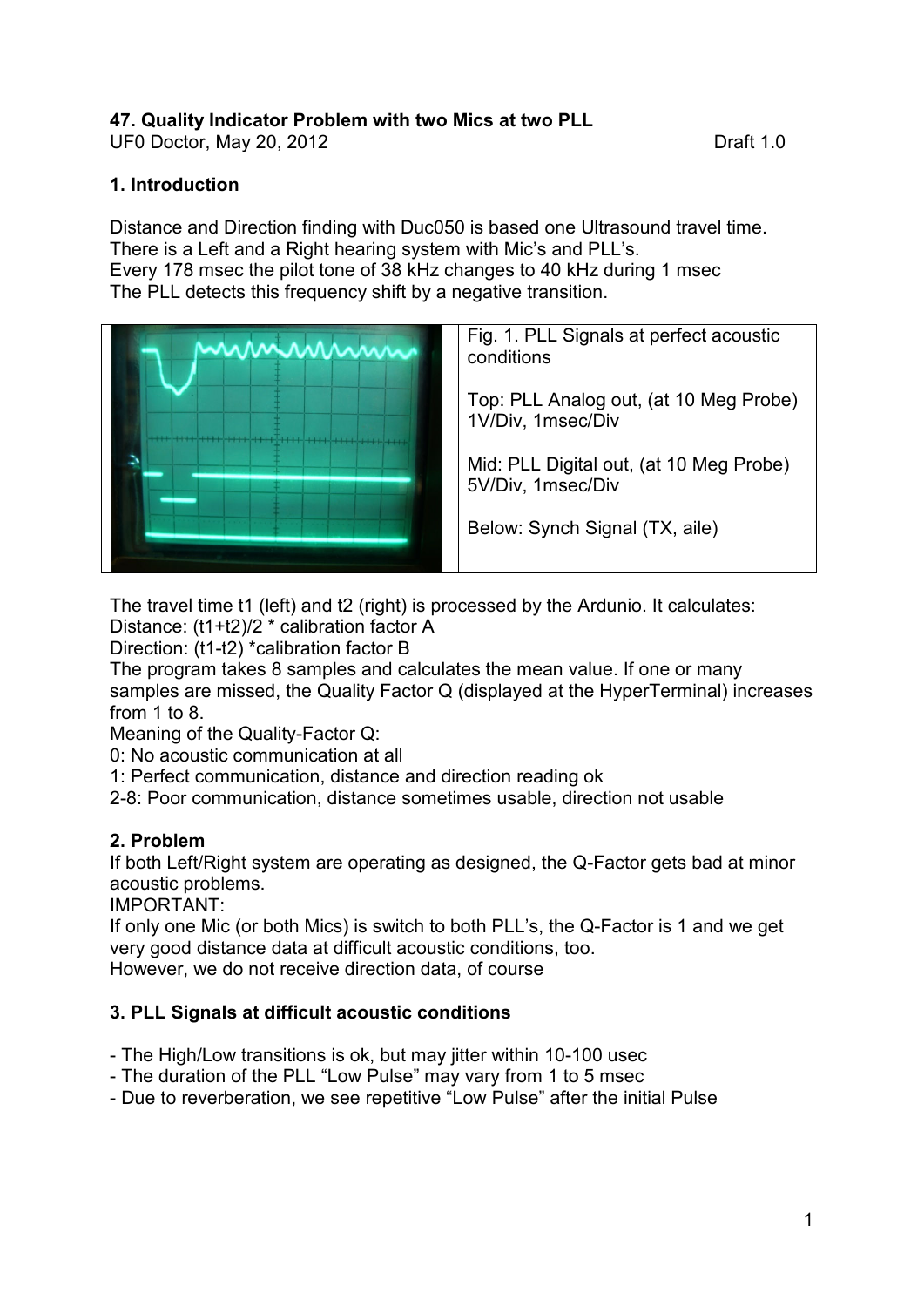**47. Quality Indicator Problem with two Mics at two PLL**

UF0 Doctor, May 20, 2012 Draft 1.0

## 1. Introduction

Distance and Direction finding with Duc050 is based one Ultrasound travel time.
There is a Left and a Right hearing system with Mic's and PLL's.
Every 178 msec the pilot tone of 38 kHz changes to 40 kHz during 1 msec
The PLL detects this frequency shift by a negative transition.

Fig. 1. PLL Signals at perfect acoustic conditions

Top: PLL Analog out, (at 10 Meg Probe) 1V/Div, 1msec/Div

Mid: PLL Digital out, (at 10 Meg Probe) 5V/Div, 1msec/Div

Below: Synch Signal (TX, aile)

The travel time t1 (left) and t2 (right) is processed by the Ardunio. It calculates:
Distance: (t1+t2)/2 * calibration factor A
Direction: (t1-t2) *calibration factor B
The program takes 8 samples and calculates the mean value. If one or many samples are missed, the Quality Factor Q (displayed at the HyperTerminal) increases from 1 to 8.
Meaning of the Quality-Factor Q:
0: No acoustic communication at all
1: Perfect communication, distance and direction reading ok
2-8: Poor communication, distance sometimes usable, direction not usable

## 2. Problem

If both Left/Right system are operating as designed, the Q-Factor gets bad at minor acoustic problems.
IMPORTANT:
If only one Mic (or both Mics) is switch to both PLL's, the Q-Factor is 1 and we get very good distance data at difficult acoustic conditions, too.
However, we do not receive direction data, of course

## 3. PLL Signals at difficult acoustic conditions

- The High/Low transitions is ok, but may jitter within 10-100 usec
- The duration of the PLL "Low Pulse" may vary from 1 to 5 msec
- Due to reverberation, we see repetitive "Low Pulse" after the initial Pulse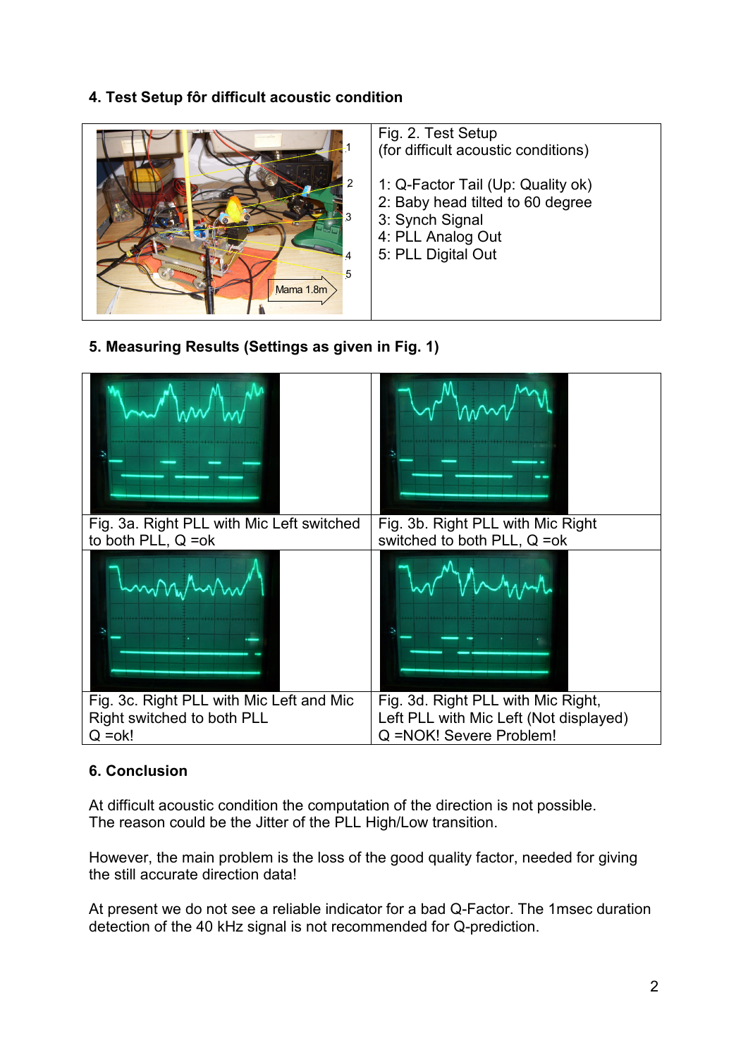## 4. Test Setup fôr difficult acoustic condition

Mama 1.8m

1
2
3
4
5

Fig. 2. Test Setup
(for difficult acoustic conditions)

1: Q-Factor Tail (Up: Quality ok)
2: Baby head tilted to 60 degree
3: Synch Signal
4: PLL Analog Out
5: PLL Digital Out

## 5. Measuring Results (Settings as given in Fig. 1)

Fig. 3a. Right PLL with Mic Left switched to both PLL, Q =ok

Fig. 3b. Right PLL with Mic Right switched to both PLL, Q =ok

Fig. 3c. Right PLL with Mic Left and Mic Right switched to both PLL
Q =ok!

Fig. 3d. Right PLL with Mic Right, Left PLL with Mic Left (Not displayed)
Q =NOK! Severe Problem!

## 6. Conclusion

At difficult acoustic condition the computation of the direction is not possible.
The reason could be the Jitter of the PLL High/Low transition.

However, the main problem is the loss of the good quality factor, needed for giving the still accurate direction data!

At present we do not see a reliable indicator for a bad Q-Factor. The 1msec duration detection of the 40 kHz signal is not recommended for Q-prediction.